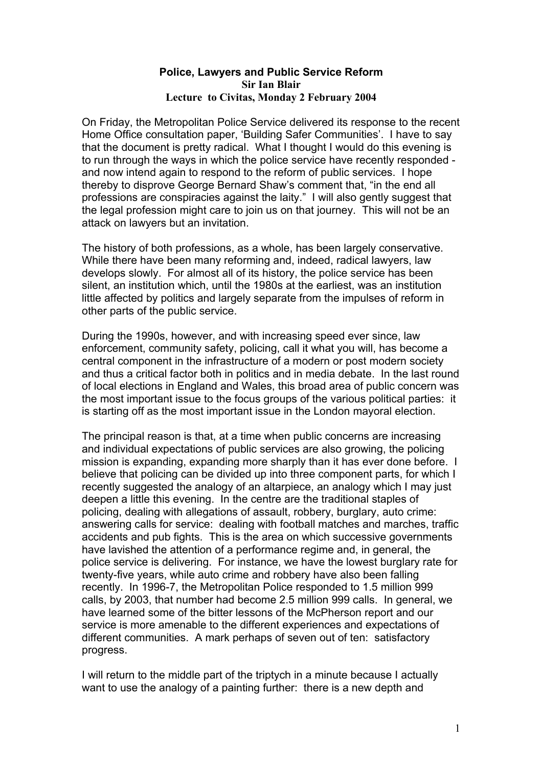# Police, Lawyers and Public Service Reform

**Sir Ian Blair**

**Lecture to Civitas, Monday 2 February 2004**

On Friday, the Metropolitan Police Service delivered its response to the recent Home Office consultation paper, 'Building Safer Communities'. I have to say that the document is pretty radical. What I thought I would do this evening is to run through the ways in which the police service have recently responded - and now intend again to respond to the reform of public services. I hope thereby to disprove George Bernard Shaw's comment that, "in the end all professions are conspiracies against the laity." I will also gently suggest that the legal profession might care to join us on that journey. This will not be an attack on lawyers but an invitation.

The history of both professions, as a whole, has been largely conservative. While there have been many reforming and, indeed, radical lawyers, law develops slowly. For almost all of its history, the police service has been silent, an institution which, until the 1980s at the earliest, was an institution little affected by politics and largely separate from the impulses of reform in other parts of the public service.

During the 1990s, however, and with increasing speed ever since, law enforcement, community safety, policing, call it what you will, has become a central component in the infrastructure of a modern or post modern society and thus a critical factor both in politics and in media debate. In the last round of local elections in England and Wales, this broad area of public concern was the most important issue to the focus groups of the various political parties: it is starting off as the most important issue in the London mayoral election.

The principal reason is that, at a time when public concerns are increasing and individual expectations of public services are also growing, the policing mission is expanding, expanding more sharply than it has ever done before. I believe that policing can be divided up into three component parts, for which I recently suggested the analogy of an altarpiece, an analogy which I may just deepen a little this evening. In the centre are the traditional staples of policing, dealing with allegations of assault, robbery, burglary, auto crime: answering calls for service: dealing with football matches and marches, traffic accidents and pub fights. This is the area on which successive governments have lavished the attention of a performance regime and, in general, the police service is delivering. For instance, we have the lowest burglary rate for twenty-five years, while auto crime and robbery have also been falling recently. In 1996-7, the Metropolitan Police responded to 1.5 million 999 calls, by 2003, that number had become 2.5 million 999 calls. In general, we have learned some of the bitter lessons of the McPherson report and our service is more amenable to the different experiences and expectations of different communities. A mark perhaps of seven out of ten: satisfactory progress.

I will return to the middle part of the triptych in a minute because I actually want to use the analogy of a painting further: there is a new depth and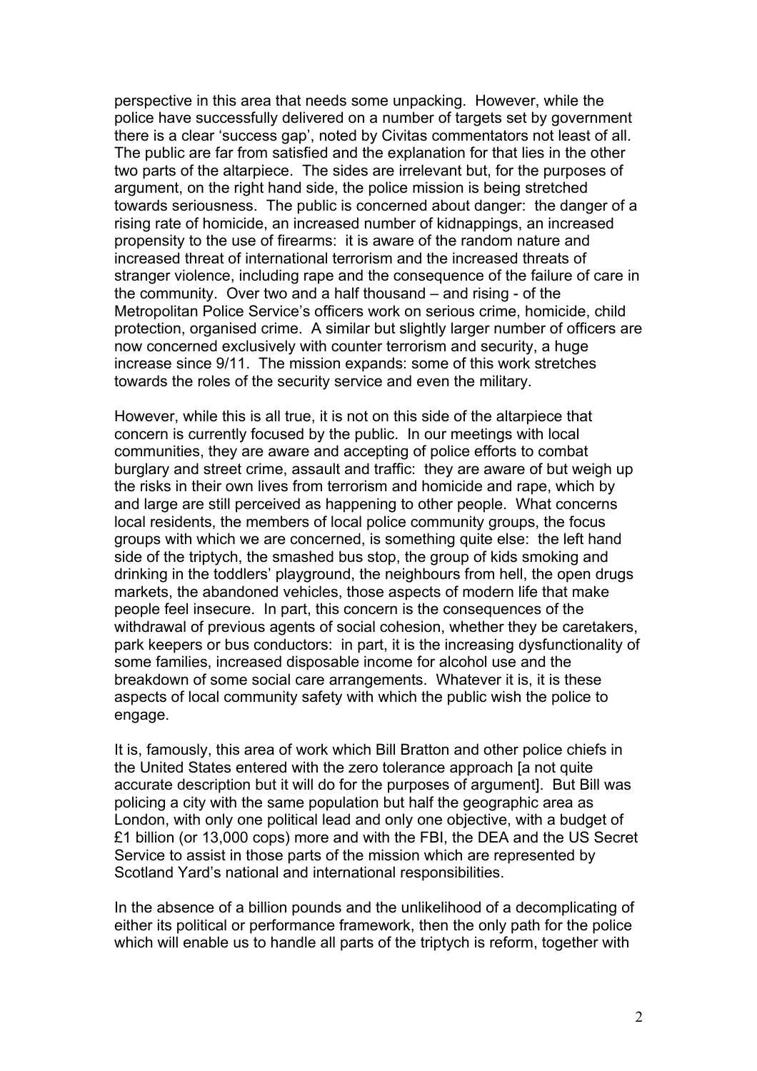perspective in this area that needs some unpacking. However, while the police have successfully delivered on a number of targets set by government there is a clear 'success gap', noted by Civitas commentators not least of all. The public are far from satisfied and the explanation for that lies in the other two parts of the altarpiece. The sides are irrelevant but, for the purposes of argument, on the right hand side, the police mission is being stretched towards seriousness. The public is concerned about danger: the danger of a rising rate of homicide, an increased number of kidnappings, an increased propensity to the use of firearms: it is aware of the random nature and increased threat of international terrorism and the increased threats of stranger violence, including rape and the consequence of the failure of care in the community. Over two and a half thousand – and rising - of the Metropolitan Police Service's officers work on serious crime, homicide, child protection, organised crime. A similar but slightly larger number of officers are now concerned exclusively with counter terrorism and security, a huge increase since 9/11. The mission expands: some of this work stretches towards the roles of the security service and even the military.

However, while this is all true, it is not on this side of the altarpiece that concern is currently focused by the public. In our meetings with local communities, they are aware and accepting of police efforts to combat burglary and street crime, assault and traffic: they are aware of but weigh up the risks in their own lives from terrorism and homicide and rape, which by and large are still perceived as happening to other people. What concerns local residents, the members of local police community groups, the focus groups with which we are concerned, is something quite else: the left hand side of the triptych, the smashed bus stop, the group of kids smoking and drinking in the toddlers' playground, the neighbours from hell, the open drugs markets, the abandoned vehicles, those aspects of modern life that make people feel insecure. In part, this concern is the consequences of the withdrawal of previous agents of social cohesion, whether they be caretakers, park keepers or bus conductors: in part, it is the increasing dysfunctionality of some families, increased disposable income for alcohol use and the breakdown of some social care arrangements. Whatever it is, it is these aspects of local community safety with which the public wish the police to engage.

It is, famously, this area of work which Bill Bratton and other police chiefs in the United States entered with the zero tolerance approach [a not quite accurate description but it will do for the purposes of argument]. But Bill was policing a city with the same population but half the geographic area as London, with only one political lead and only one objective, with a budget of £1 billion (or 13,000 cops) more and with the FBI, the DEA and the US Secret Service to assist in those parts of the mission which are represented by Scotland Yard's national and international responsibilities.

In the absence of a billion pounds and the unlikelihood of a decomplicating of either its political or performance framework, then the only path for the police which will enable us to handle all parts of the triptych is reform, together with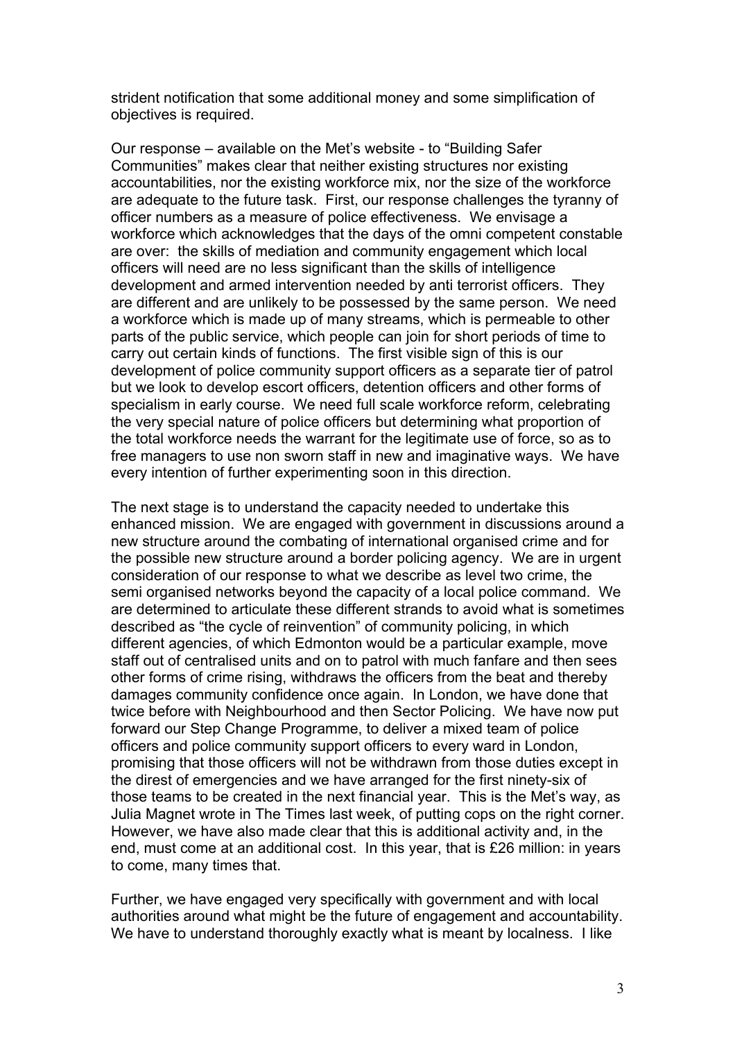strident notification that some additional money and some simplification of objectives is required.

Our response – available on the Met's website - to "Building Safer Communities" makes clear that neither existing structures nor existing accountabilities, nor the existing workforce mix, nor the size of the workforce are adequate to the future task. First, our response challenges the tyranny of officer numbers as a measure of police effectiveness. We envisage a workforce which acknowledges that the days of the omni competent constable are over: the skills of mediation and community engagement which local officers will need are no less significant than the skills of intelligence development and armed intervention needed by anti terrorist officers. They are different and are unlikely to be possessed by the same person. We need a workforce which is made up of many streams, which is permeable to other parts of the public service, which people can join for short periods of time to carry out certain kinds of functions. The first visible sign of this is our development of police community support officers as a separate tier of patrol but we look to develop escort officers, detention officers and other forms of specialism in early course. We need full scale workforce reform, celebrating the very special nature of police officers but determining what proportion of the total workforce needs the warrant for the legitimate use of force, so as to free managers to use non sworn staff in new and imaginative ways. We have every intention of further experimenting soon in this direction.

The next stage is to understand the capacity needed to undertake this enhanced mission. We are engaged with government in discussions around a new structure around the combating of international organised crime and for the possible new structure around a border policing agency. We are in urgent consideration of our response to what we describe as level two crime, the semi organised networks beyond the capacity of a local police command. We are determined to articulate these different strands to avoid what is sometimes described as "the cycle of reinvention" of community policing, in which different agencies, of which Edmonton would be a particular example, move staff out of centralised units and on to patrol with much fanfare and then sees other forms of crime rising, withdraws the officers from the beat and thereby damages community confidence once again. In London, we have done that twice before with Neighbourhood and then Sector Policing. We have now put forward our Step Change Programme, to deliver a mixed team of police officers and police community support officers to every ward in London, promising that those officers will not be withdrawn from those duties except in the direst of emergencies and we have arranged for the first ninety-six of those teams to be created in the next financial year. This is the Met's way, as Julia Magnet wrote in The Times last week, of putting cops on the right corner. However, we have also made clear that this is additional activity and, in the end, must come at an additional cost. In this year, that is £26 million: in years to come, many times that.

Further, we have engaged very specifically with government and with local authorities around what might be the future of engagement and accountability. We have to understand thoroughly exactly what is meant by localness. I like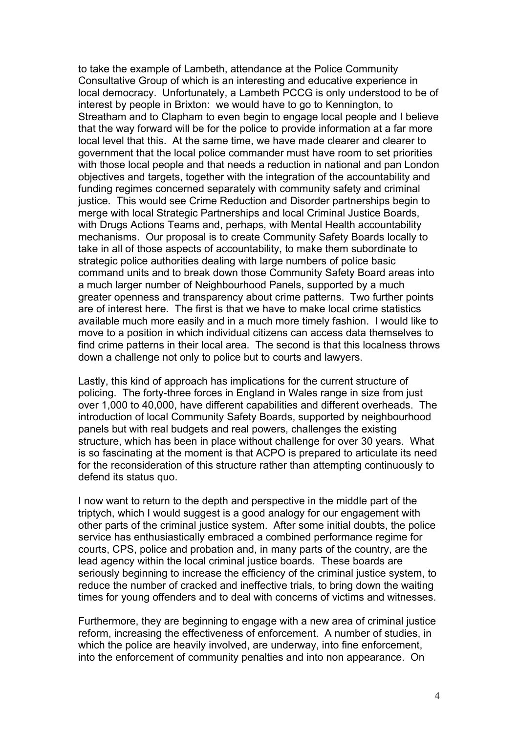to take the example of Lambeth, attendance at the Police Community Consultative Group of which is an interesting and educative experience in local democracy. Unfortunately, a Lambeth PCCG is only understood to be of interest by people in Brixton: we would have to go to Kennington, to Streatham and to Clapham to even begin to engage local people and I believe that the way forward will be for the police to provide information at a far more local level that this. At the same time, we have made clearer and clearer to government that the local police commander must have room to set priorities with those local people and that needs a reduction in national and pan London objectives and targets, together with the integration of the accountability and funding regimes concerned separately with community safety and criminal justice. This would see Crime Reduction and Disorder partnerships begin to merge with local Strategic Partnerships and local Criminal Justice Boards, with Drugs Actions Teams and, perhaps, with Mental Health accountability mechanisms. Our proposal is to create Community Safety Boards locally to take in all of those aspects of accountability, to make them subordinate to strategic police authorities dealing with large numbers of police basic command units and to break down those Community Safety Board areas into a much larger number of Neighbourhood Panels, supported by a much greater openness and transparency about crime patterns. Two further points are of interest here. The first is that we have to make local crime statistics available much more easily and in a much more timely fashion. I would like to move to a position in which individual citizens can access data themselves to find crime patterns in their local area. The second is that this localness throws down a challenge not only to police but to courts and lawyers.

Lastly, this kind of approach has implications for the current structure of policing. The forty-three forces in England in Wales range in size from just over 1,000 to 40,000, have different capabilities and different overheads. The introduction of local Community Safety Boards, supported by neighbourhood panels but with real budgets and real powers, challenges the existing structure, which has been in place without challenge for over 30 years. What is so fascinating at the moment is that ACPO is prepared to articulate its need for the reconsideration of this structure rather than attempting continuously to defend its status quo.

I now want to return to the depth and perspective in the middle part of the triptych, which I would suggest is a good analogy for our engagement with other parts of the criminal justice system. After some initial doubts, the police service has enthusiastically embraced a combined performance regime for courts, CPS, police and probation and, in many parts of the country, are the lead agency within the local criminal justice boards. These boards are seriously beginning to increase the efficiency of the criminal justice system, to reduce the number of cracked and ineffective trials, to bring down the waiting times for young offenders and to deal with concerns of victims and witnesses.

Furthermore, they are beginning to engage with a new area of criminal justice reform, increasing the effectiveness of enforcement. A number of studies, in which the police are heavily involved, are underway, into fine enforcement, into the enforcement of community penalties and into non appearance. On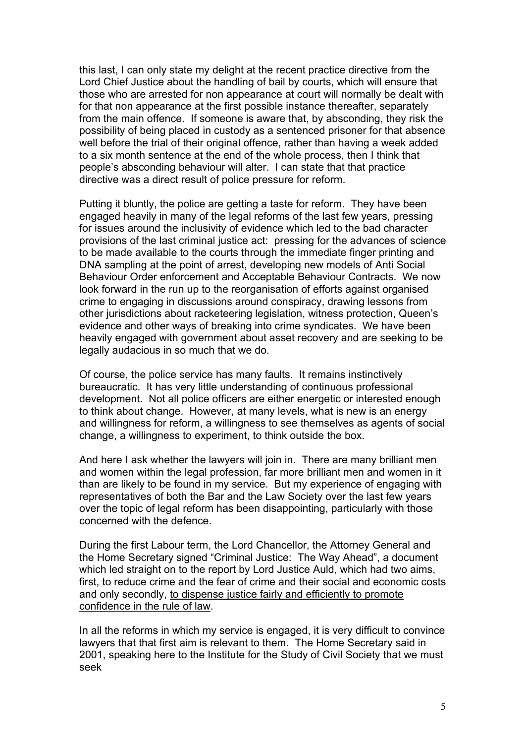this last, I can only state my delight at the recent practice directive from the Lord Chief Justice about the handling of bail by courts, which will ensure that those who are arrested for non appearance at court will normally be dealt with for that non appearance at the first possible instance thereafter, separately from the main offence. If someone is aware that, by absconding, they risk the possibility of being placed in custody as a sentenced prisoner for that absence well before the trial of their original offence, rather than having a week added to a six month sentence at the end of the whole process, then I think that people's absconding behaviour will alter. I can state that that practice directive was a direct result of police pressure for reform.

Putting it bluntly, the police are getting a taste for reform. They have been engaged heavily in many of the legal reforms of the last few years, pressing for issues around the inclusivity of evidence which led to the bad character provisions of the last criminal justice act: pressing for the advances of science to be made available to the courts through the immediate finger printing and DNA sampling at the point of arrest, developing new models of Anti Social Behaviour Order enforcement and Acceptable Behaviour Contracts. We now look forward in the run up to the reorganisation of efforts against organised crime to engaging in discussions around conspiracy, drawing lessons from other jurisdictions about racketeering legislation, witness protection, Queen's evidence and other ways of breaking into crime syndicates. We have been heavily engaged with government about asset recovery and are seeking to be legally audacious in so much that we do.

Of course, the police service has many faults. It remains instinctively bureaucratic. It has very little understanding of continuous professional development. Not all police officers are either energetic or interested enough to think about change. However, at many levels, what is new is an energy and willingness for reform, a willingness to see themselves as agents of social change, a willingness to experiment, to think outside the box.

And here I ask whether the lawyers will join in. There are many brilliant men and women within the legal profession, far more brilliant men and women in it than are likely to be found in my service. But my experience of engaging with representatives of both the Bar and the Law Society over the last few years over the topic of legal reform has been disappointing, particularly with those concerned with the defence.

During the first Labour term, the Lord Chancellor, the Attorney General and the Home Secretary signed "Criminal Justice: The Way Ahead", a document which led straight on to the report by Lord Justice Auld, which had two aims, first, <u>to reduce crime and the fear of crime and their social and economic costs</u> and only secondly, <u>to dispense justice fairly and efficiently to promote confidence in the rule of law</u>.

In all the reforms in which my service is engaged, it is very difficult to convince lawyers that that first aim is relevant to them. The Home Secretary said in 2001, speaking here to the Institute for the Study of Civil Society that we must seek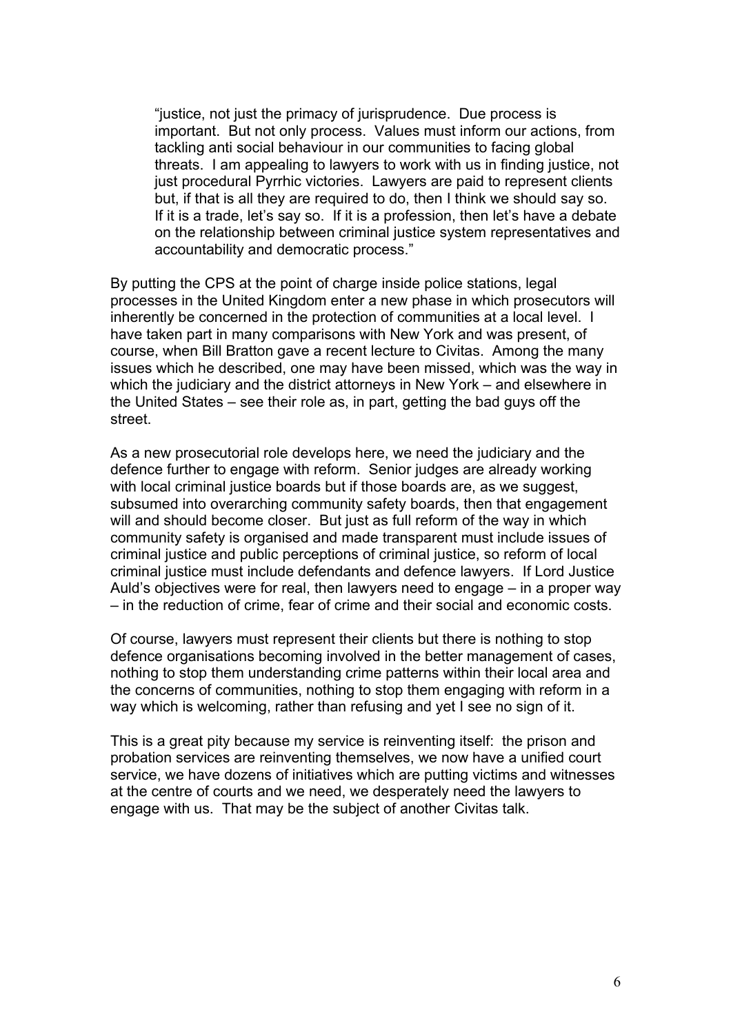> "justice, not just the primacy of jurisprudence. Due process is important. But not only process. Values must inform our actions, from tackling anti social behaviour in our communities to facing global threats. I am appealing to lawyers to work with us in finding justice, not just procedural Pyrrhic victories. Lawyers are paid to represent clients but, if that is all they are required to do, then I think we should say so. If it is a trade, let's say so. If it is a profession, then let's have a debate on the relationship between criminal justice system representatives and accountability and democratic process."

By putting the CPS at the point of charge inside police stations, legal processes in the United Kingdom enter a new phase in which prosecutors will inherently be concerned in the protection of communities at a local level. I have taken part in many comparisons with New York and was present, of course, when Bill Bratton gave a recent lecture to Civitas. Among the many issues which he described, one may have been missed, which was the way in which the judiciary and the district attorneys in New York – and elsewhere in the United States – see their role as, in part, getting the bad guys off the street.

As a new prosecutorial role develops here, we need the judiciary and the defence further to engage with reform. Senior judges are already working with local criminal justice boards but if those boards are, as we suggest, subsumed into overarching community safety boards, then that engagement will and should become closer. But just as full reform of the way in which community safety is organised and made transparent must include issues of criminal justice and public perceptions of criminal justice, so reform of local criminal justice must include defendants and defence lawyers. If Lord Justice Auld's objectives were for real, then lawyers need to engage – in a proper way – in the reduction of crime, fear of crime and their social and economic costs.

Of course, lawyers must represent their clients but there is nothing to stop defence organisations becoming involved in the better management of cases, nothing to stop them understanding crime patterns within their local area and the concerns of communities, nothing to stop them engaging with reform in a way which is welcoming, rather than refusing and yet I see no sign of it.

This is a great pity because my service is reinventing itself: the prison and probation services are reinventing themselves, we now have a unified court service, we have dozens of initiatives which are putting victims and witnesses at the centre of courts and we need, we desperately need the lawyers to engage with us. That may be the subject of another Civitas talk.